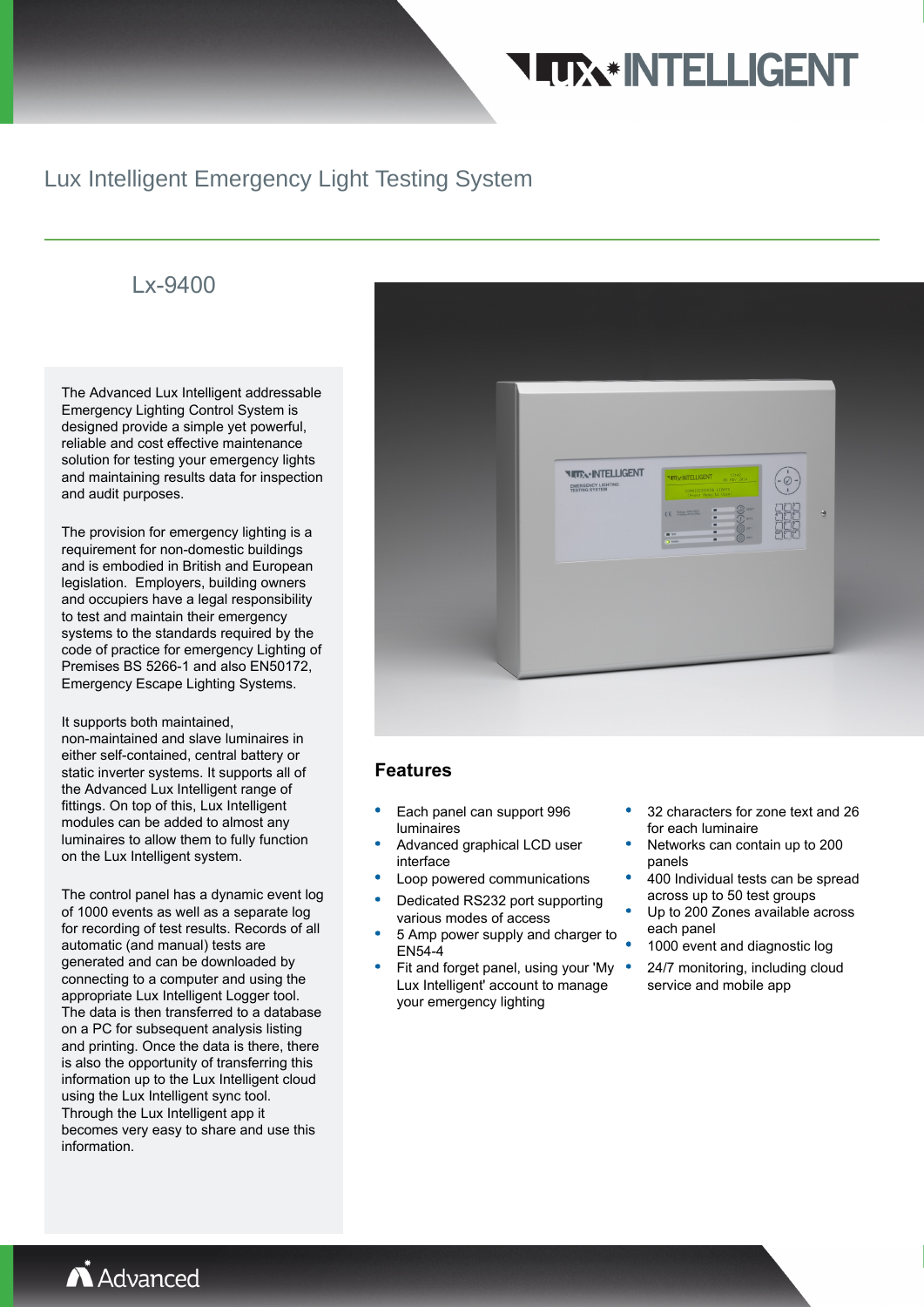# Lux Intelligent Emergency Light Testing System

## Lx-9400

The Advanced Lux Intelligent addressable Emergency Lighting Control System is designed provide a simple yet powerful, reliable and cost effective maintenance solution for testing your emergency lights and maintaining results data for inspection and audit purposes.

The provision for emergency lighting is a requirement for non-domestic buildings and is embodied in British and European legislation. Employers, building owners and occupiers have a legal responsibility to test and maintain their emergency systems to the standards required by the code of practice for emergency Lighting of Premises BS 5266-1 and also EN50172, Emergency Escape Lighting Systems.

It supports both maintained, non-maintained and slave luminaires in either self-contained, central battery or static inverter systems. It supports all of the Advanced Lux Intelligent range of fittings. On top of this, Lux Intelligent modules can be added to almost any luminaires to allow them to fully function on the Lux Intelligent system.

The control panel has a dynamic event log of 1000 events as well as a separate log for recording of test results. Records of all automatic (and manual) tests are generated and can be downloaded by connecting to a computer and using the appropriate Lux Intelligent Logger tool. The data is then transferred to a database on a PC for subsequent analysis listing and printing. Once the data is there, there is also the opportunity of transferring this information up to the Lux Intelligent cloud using the Lux Intelligent sync tool. Through the Lux Intelligent app it becomes very easy to share and use this information.

### Features

- Each panel can support 996 luminaires
- Advanced graphical LCD user interface
- Loop powered communications
- Dedicated RS232 port supporting various modes of access
- 5 Amp power supply and charger to EN54-4
- Fit and forget panel, using your 'My Lux Intelligent' account to manage your emergency lighting
- 32 characters for zone text and 26 for each luminaire
- Networks can contain up to 200 panels
- 400 Individual tests can be spread across up to 50 test groups
- Up to 200 Zones available across each panel
- 1000 event and diagnostic log
- 24/7 monitoring, including cloud service and mobile app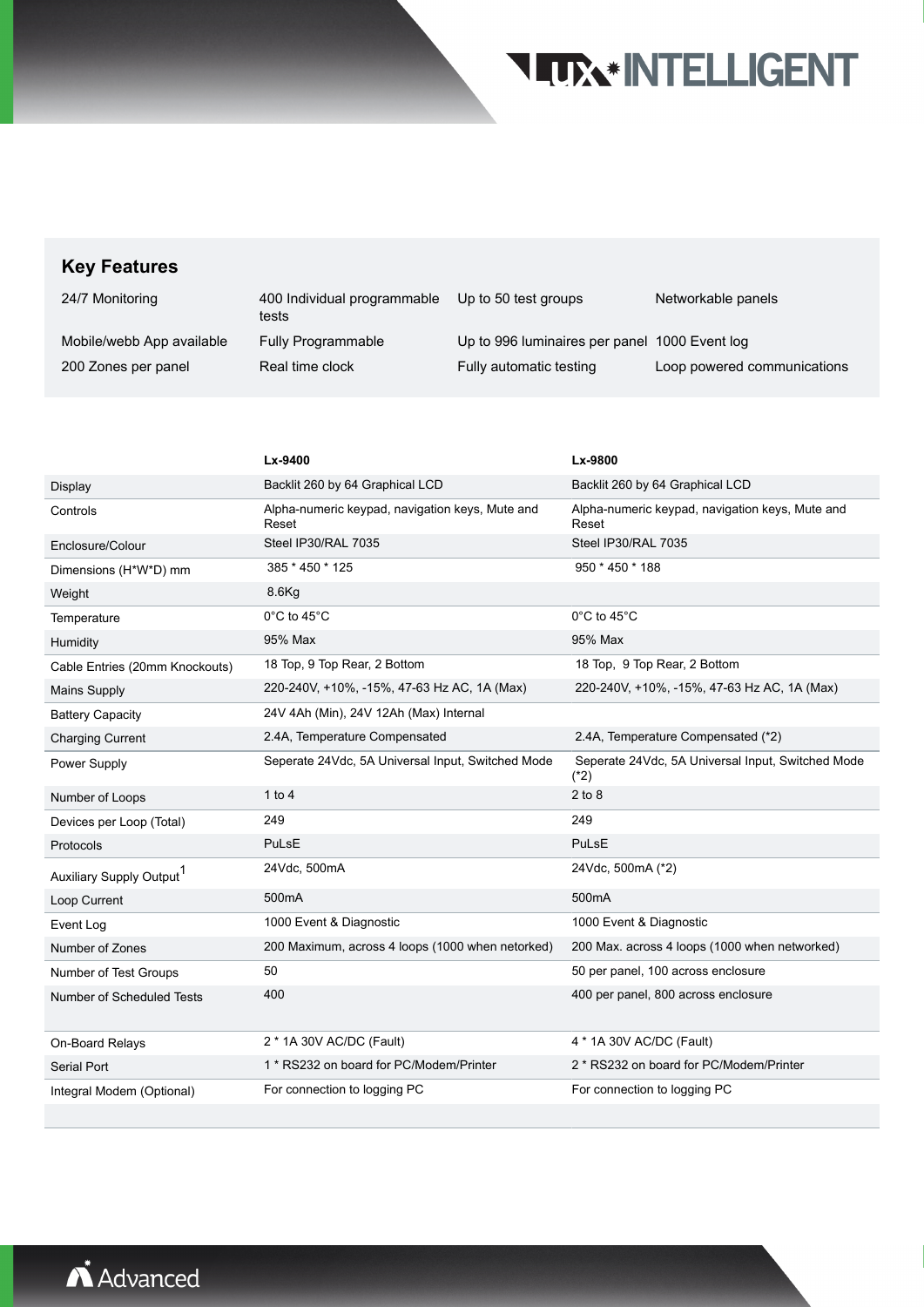## Key Features

| | | | |
|---|---|---|---|
| 24/7 Monitoring | 400 Individual programmable tests | Up to 50 test groups | Networkable panels |
| Mobile/webb App available | Fully Programmable | Up to 996 luminaires per panel | 1000 Event log |
| 200 Zones per panel | Real time clock | Fully automatic testing | Loop powered communications |

| | Lx-9400 | Lx-9800 |
|---|---|---|
| Display | Backlit 260 by 64 Graphical LCD | Backlit 260 by 64 Graphical LCD |
| Controls | Alpha-numeric keypad, navigation keys, Mute and Reset | Alpha-numeric keypad, navigation keys, Mute and Reset |
| Enclosure/Colour | Steel IP30/RAL 7035 | Steel IP30/RAL 7035 |
| Dimensions (H*W*D) mm | 385 * 450 * 125 | 950 * 450 * 188 |
| Weight | 8.6Kg | |
| Temperature | 0°C to 45°C | 0°C to 45°C |
| Humidity | 95% Max | 95% Max |
| Cable Entries (20mm Knockouts) | 18 Top, 9 Top Rear, 2 Bottom | 18 Top, 9 Top Rear, 2 Bottom |
| Mains Supply | 220-240V, +10%, -15%, 47-63 Hz AC, 1A (Max) | 220-240V, +10%, -15%, 47-63 Hz AC, 1A (Max) |
| Battery Capacity | 24V 4Ah (Min), 24V 12Ah (Max) Internal | |
| Charging Current | 2.4A, Temperature Compensated | 2.4A, Temperature Compensated (*2) |
| Power Supply | Seperate 24Vdc, 5A Universal Input, Switched Mode | Seperate 24Vdc, 5A Universal Input, Switched Mode (*2) |
| Number of Loops | 1 to 4 | 2 to 8 |
| Devices per Loop (Total) | 249 | 249 |
| Protocols | PuLsE | PuLsE |
| Auxiliary Supply Output[1] | 24Vdc, 500mA | 24Vdc, 500mA (*2) |
| Loop Current | 500mA | 500mA |
| Event Log | 1000 Event & Diagnostic | 1000 Event & Diagnostic |
| Number of Zones | 200 Maximum, across 4 loops (1000 when netorked) | 200 Max. across 4 loops (1000 when networked) |
| Number of Test Groups | 50 | 50 per panel, 100 across enclosure |
| Number of Scheduled Tests | 400 | 400 per panel, 800 across enclosure |
| On-Board Relays | 2 * 1A 30V AC/DC (Fault) | 4 * 1A 30V AC/DC (Fault) |
| Serial Port | 1 * RS232 on board for PC/Modem/Printer | 2 * RS232 on board for PC/Modem/Printer |
| Integral Modem (Optional) | For connection to logging PC | For connection to logging PC |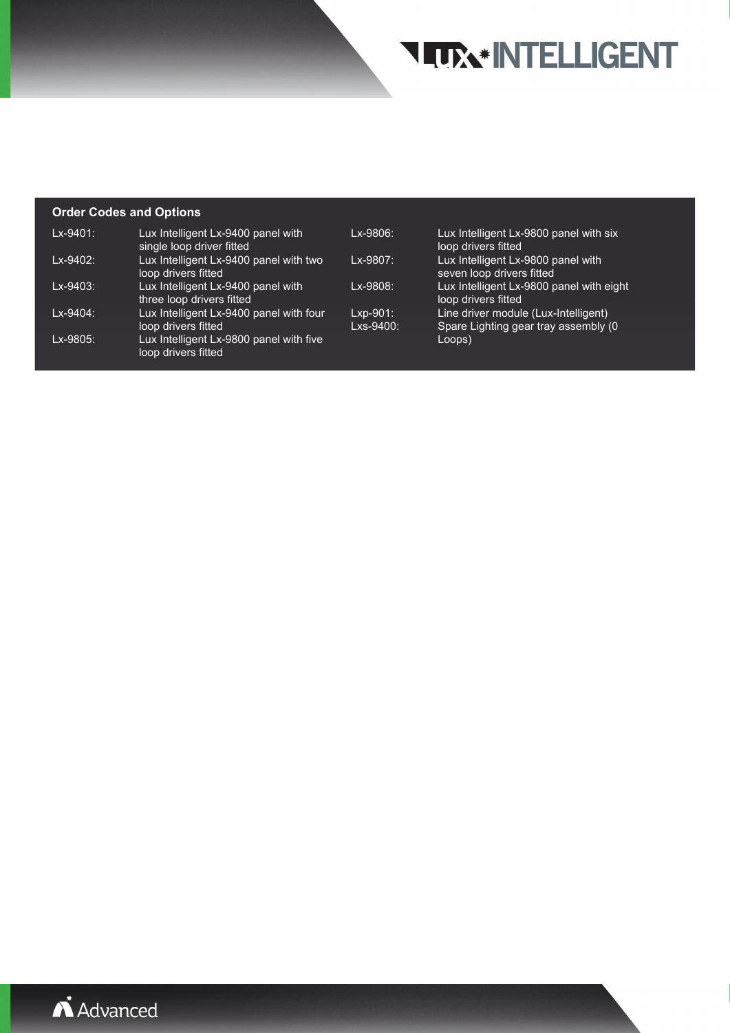## Order Codes and Options

| Code | Description |
| --- | --- |
| Lx-9401: | Lux Intelligent Lx-9400 panel with single loop driver fitted |
| Lx-9402: | Lux Intelligent Lx-9400 panel with two loop drivers fitted |
| Lx-9403: | Lux Intelligent Lx-9400 panel with three loop drivers fitted |
| Lx-9404: | Lux Intelligent Lx-9400 panel with four loop drivers fitted |
| Lx-9805: | Lux Intelligent Lx-9800 panel with five loop drivers fitted |
| Lx-9806: | Lux Intelligent Lx-9800 panel with six loop drivers fitted |
| Lx-9807: | Lux Intelligent Lx-9800 panel with seven loop drivers fitted |
| Lx-9808: | Lux Intelligent Lx-9800 panel with eight loop drivers fitted |
| Lxp-901: | Line driver module (Lux-Intelligent) |
| Lxs-9400: | Spare Lighting gear tray assembly (0 Loops) |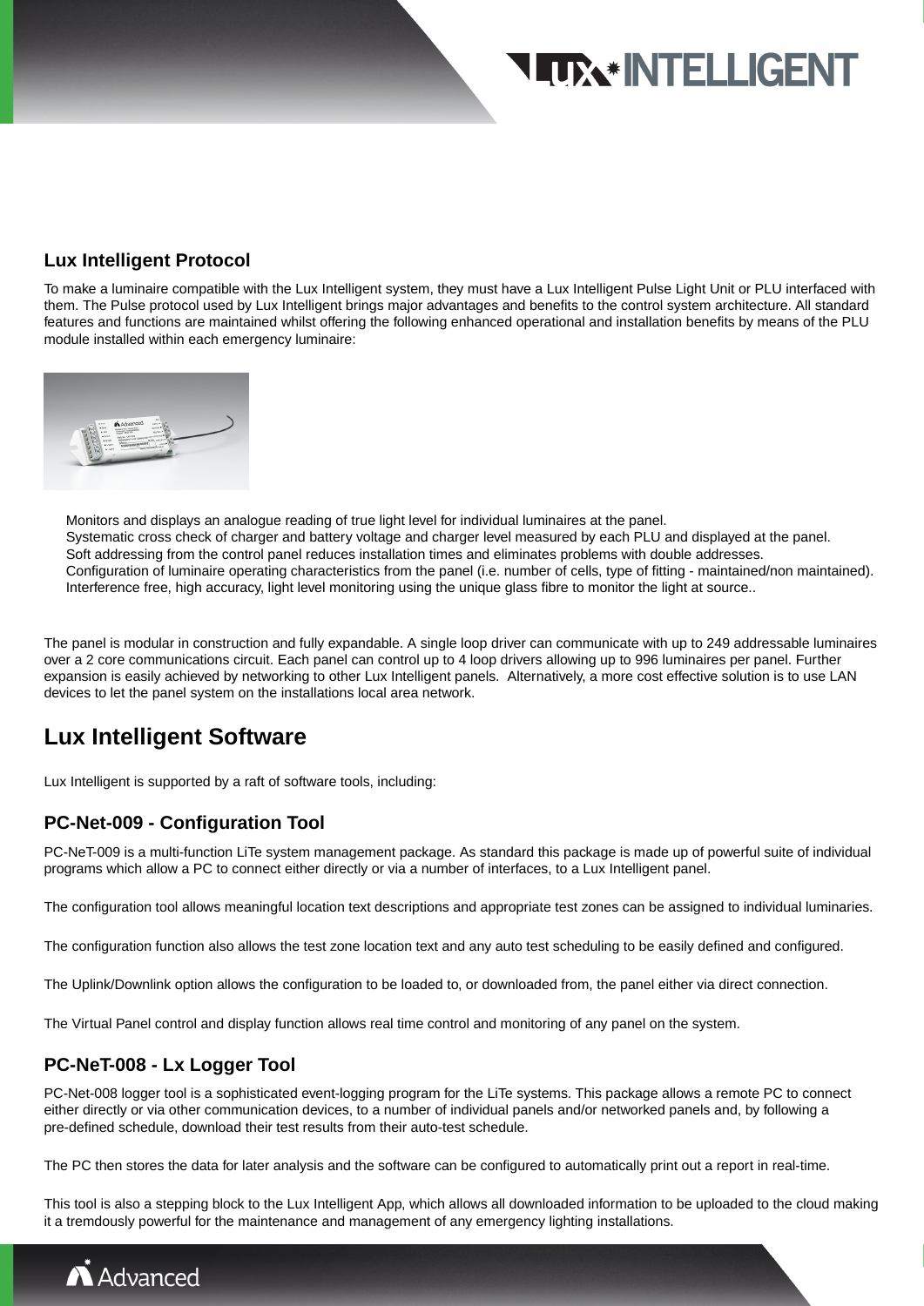## Lux Intelligent Protocol

To make a luminaire compatible with the Lux Intelligent system, they must have a Lux Intelligent Pulse Light Unit or PLU interfaced with them. The Pulse protocol used by Lux Intelligent brings major advantages and benefits to the control system architecture. All standard features and functions are maintained whilst offering the following enhanced operational and installation benefits by means of the PLU module installed within each emergency luminaire:

- Monitors and displays an analogue reading of true light level for individual luminaires at the panel.
- Systematic cross check of charger and battery voltage and charger level measured by each PLU and displayed at the panel.
- Soft addressing from the control panel reduces installation times and eliminates problems with double addresses.
- Configuration of luminaire operating characteristics from the panel (i.e. number of cells, type of fitting - maintained/non maintained).
- Interference free, high accuracy, light level monitoring using the unique glass fibre to monitor the light at source..

The panel is modular in construction and fully expandable. A single loop driver can communicate with up to 249 addressable luminaires over a 2 core communications circuit. Each panel can control up to 4 loop drivers allowing up to 996 luminaires per panel. Further expansion is easily achieved by networking to other Lux Intelligent panels. Alternatively, a more cost effective solution is to use LAN devices to let the panel system on the installations local area network.

## Lux Intelligent Software

Lux Intelligent is supported by a raft of software tools, including:

### PC-Net-009 - Configuration Tool

PC-NeT-009 is a multi-function LiTe system management package. As standard this package is made up of powerful suite of individual programs which allow a PC to connect either directly or via a number of interfaces, to a Lux Intelligent panel.

The configuration tool allows meaningful location text descriptions and appropriate test zones can be assigned to individual luminaries.

The configuration function also allows the test zone location text and any auto test scheduling to be easily defined and configured.

The Uplink/Downlink option allows the configuration to be loaded to, or downloaded from, the panel either via direct connection.

The Virtual Panel control and display function allows real time control and monitoring of any panel on the system.

### PC-NeT-008 - Lx Logger Tool

PC-Net-008 logger tool is a sophisticated event-logging program for the LiTe systems. This package allows a remote PC to connect either directly or via other communication devices, to a number of individual panels and/or networked panels and, by following a pre-defined schedule, download their test results from their auto-test schedule.

The PC then stores the data for later analysis and the software can be configured to automatically print out a report in real-time.

This tool is also a stepping block to the Lux Intelligent App, which allows all downloaded information to be uploaded to the cloud making it a tremdously powerful for the maintenance and management of any emergency lighting installations.